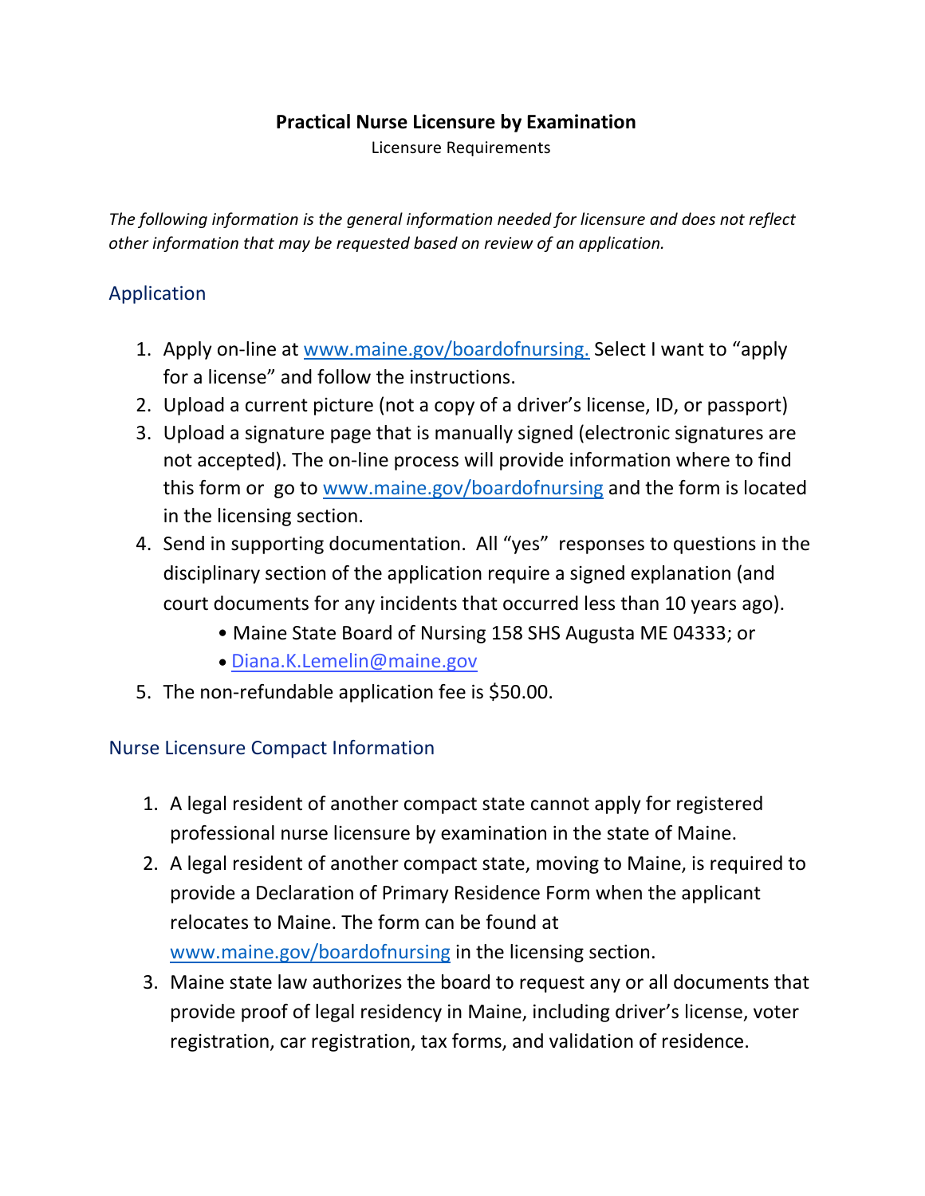# Practical Nurse Licensure by Examination

Licensure Requirements

*The following information is the general information needed for licensure and does not reflect other information that may be requested based on review of an application.*

## Application

1. Apply on-line at www.maine.gov/boardofnursing. Select I want to "apply for a license" and follow the instructions.
2. Upload a current picture (not a copy of a driver's license, ID, or passport)
3. Upload a signature page that is manually signed (electronic signatures are not accepted). The on-line process will provide information where to find this form or go to www.maine.gov/boardofnursing and the form is located in the licensing section.
4. Send in supporting documentation. All "yes" responses to questions in the disciplinary section of the application require a signed explanation (and court documents for any incidents that occurred less than 10 years ago).
   - Maine State Board of Nursing 158 SHS Augusta ME 04333; or
   - Diana.K.Lemelin@maine.gov
5. The non-refundable application fee is $50.00.

## Nurse Licensure Compact Information

1. A legal resident of another compact state cannot apply for registered professional nurse licensure by examination in the state of Maine.
2. A legal resident of another compact state, moving to Maine, is required to provide a Declaration of Primary Residence Form when the applicant relocates to Maine. The form can be found at www.maine.gov/boardofnursing in the licensing section.
3. Maine state law authorizes the board to request any or all documents that provide proof of legal residency in Maine, including driver's license, voter registration, car registration, tax forms, and validation of residence.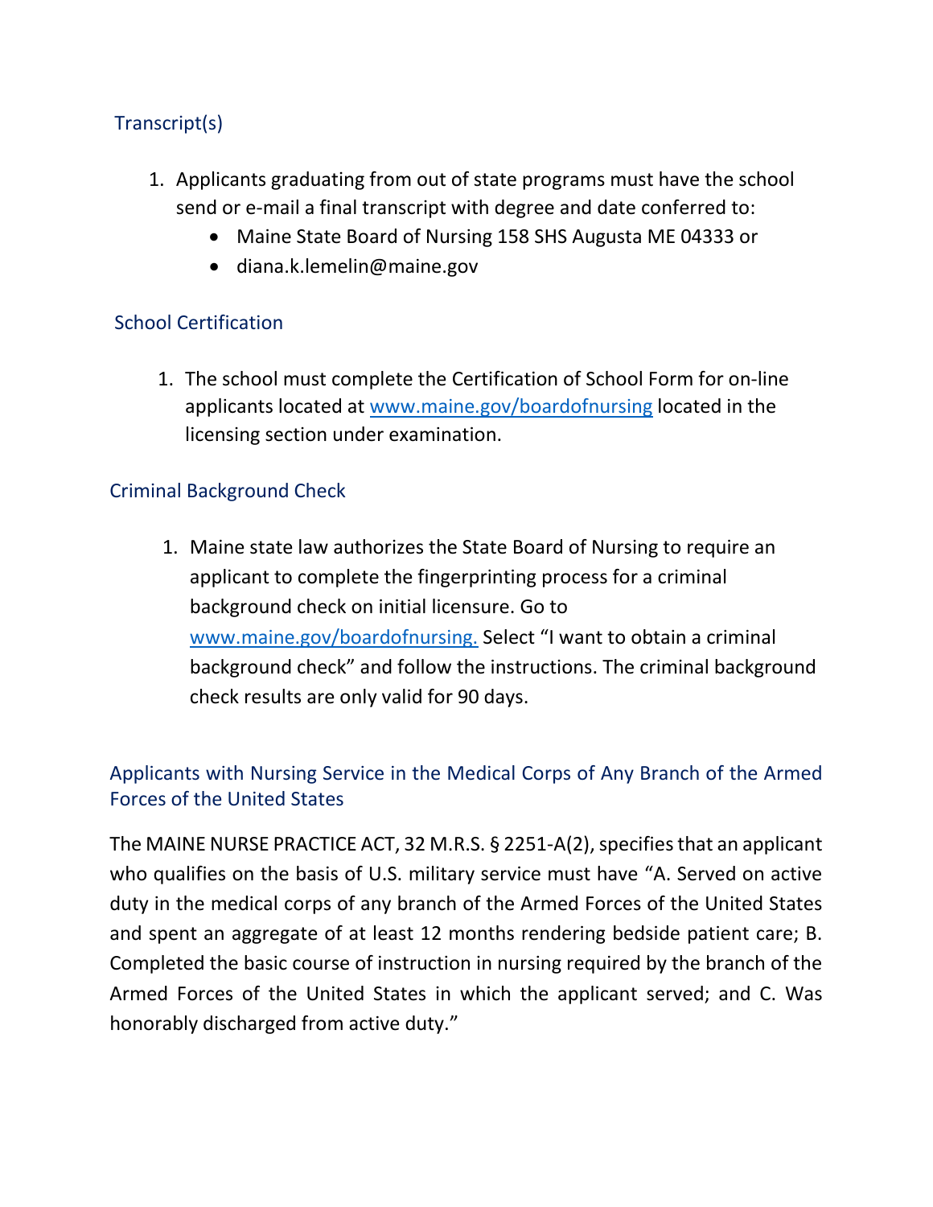## Transcript(s)

1. Applicants graduating from out of state programs must have the school send or e-mail a final transcript with degree and date conferred to:
   - Maine State Board of Nursing 158 SHS Augusta ME 04333 or
   - diana.k.lemelin@maine.gov

## School Certification

1. The school must complete the Certification of School Form for on-line applicants located at [www.maine.gov/boardofnursing](http://www.maine.gov/boardofnursing) located in the licensing section under examination.

## Criminal Background Check

1. Maine state law authorizes the State Board of Nursing to require an applicant to complete the fingerprinting process for a criminal background check on initial licensure. Go to [www.maine.gov/boardofnursing.](http://www.maine.gov/boardofnursing) Select "I want to obtain a criminal background check" and follow the instructions. The criminal background check results are only valid for 90 days.

## Applicants with Nursing Service in the Medical Corps of Any Branch of the Armed Forces of the United States

The MAINE NURSE PRACTICE ACT, 32 M.R.S. § 2251-A(2), specifies that an applicant who qualifies on the basis of U.S. military service must have "A. Served on active duty in the medical corps of any branch of the Armed Forces of the United States and spent an aggregate of at least 12 months rendering bedside patient care; B. Completed the basic course of instruction in nursing required by the branch of the Armed Forces of the United States in which the applicant served; and C. Was honorably discharged from active duty."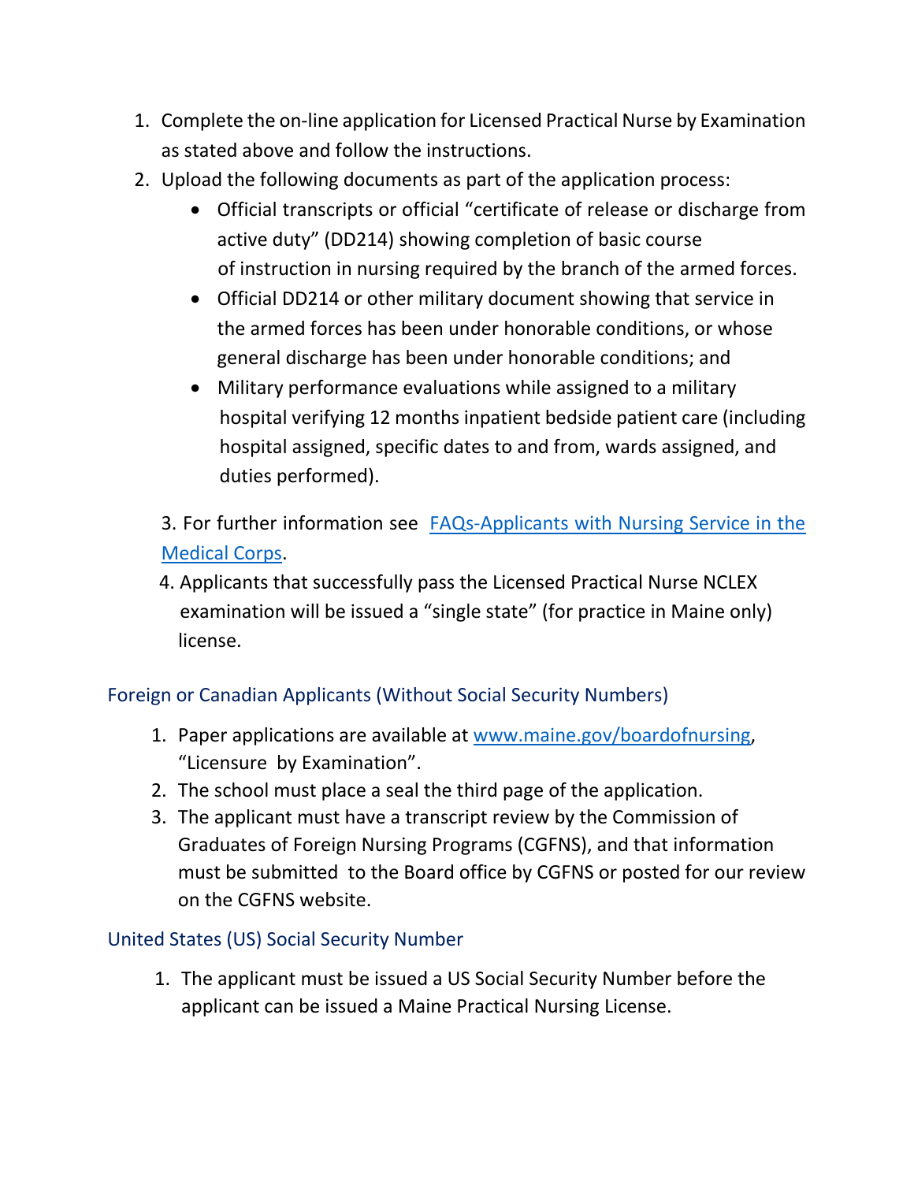1. Complete the on-line application for Licensed Practical Nurse by Examination as stated above and follow the instructions.
2. Upload the following documents as part of the application process:
   - Official transcripts or official “certificate of release or discharge from active duty” (DD214) showing completion of basic course of instruction in nursing required by the branch of the armed forces.
   - Official DD214 or other military document showing that service in the armed forces has been under honorable conditions, or whose general discharge has been under honorable conditions; and
   - Military performance evaluations while assigned to a military hospital verifying 12 months inpatient bedside patient care (including hospital assigned, specific dates to and from, wards assigned, and duties performed).
3. For further information see [FAQs-Applicants with Nursing Service in the Medical Corps](#).
4. Applicants that successfully pass the Licensed Practical Nurse NCLEX examination will be issued a “single state” (for practice in Maine only) license.

## Foreign or Canadian Applicants (Without Social Security Numbers)

1. Paper applications are available at [www.maine.gov/boardofnursing](www.maine.gov/boardofnursing), “Licensure by Examination”.
2. The school must place a seal the third page of the application.
3. The applicant must have a transcript review by the Commission of Graduates of Foreign Nursing Programs (CGFNS), and that information must be submitted to the Board office by CGFNS or posted for our review on the CGFNS website.

## United States (US) Social Security Number

1. The applicant must be issued a US Social Security Number before the applicant can be issued a Maine Practical Nursing License.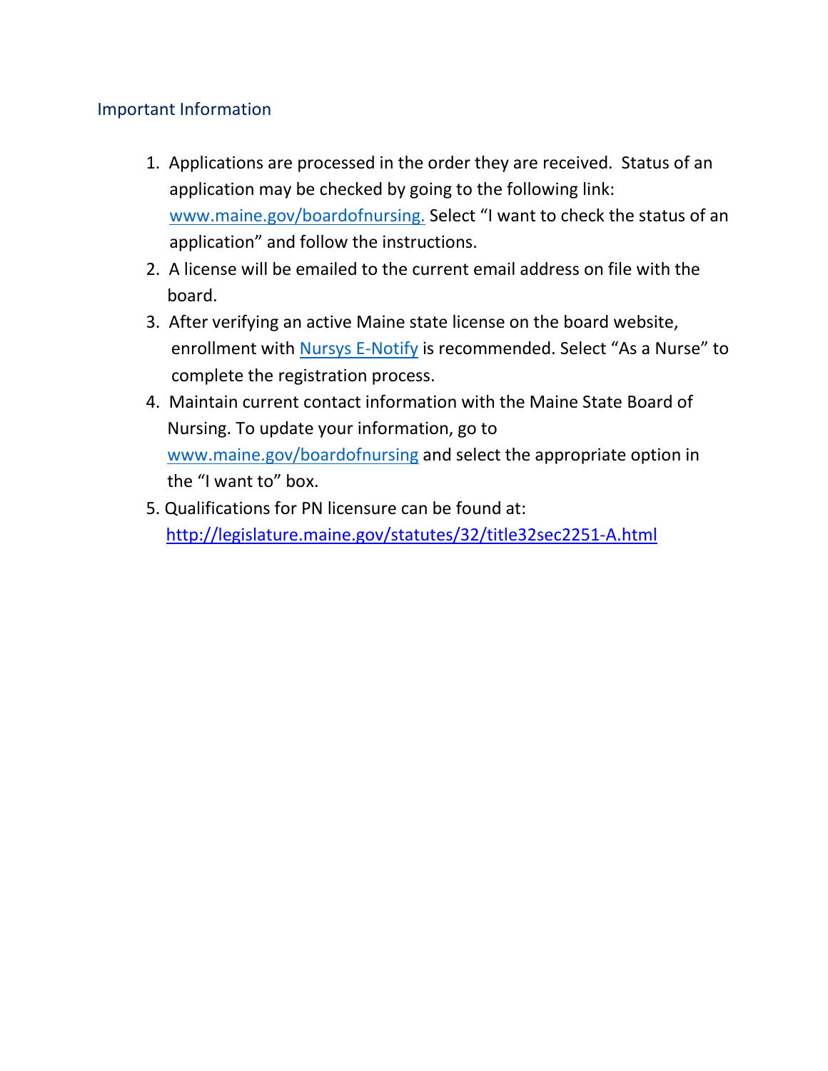## Important Information

1. Applications are processed in the order they are received. Status of an application may be checked by going to the following link: [www.maine.gov/boardofnursing.](http://www.maine.gov/boardofnursing) Select "I want to check the status of an application" and follow the instructions.
2. A license will be emailed to the current email address on file with the board.
3. After verifying an active Maine state license on the board website, enrollment with Nursys E-Notify is recommended. Select "As a Nurse" to complete the registration process.
4. Maintain current contact information with the Maine State Board of Nursing. To update your information, go to [www.maine.gov/boardofnursing](http://www.maine.gov/boardofnursing) and select the appropriate option in the "I want to" box.
5. Qualifications for PN licensure can be found at: http://legislature.maine.gov/statutes/32/title32sec2251-A.html